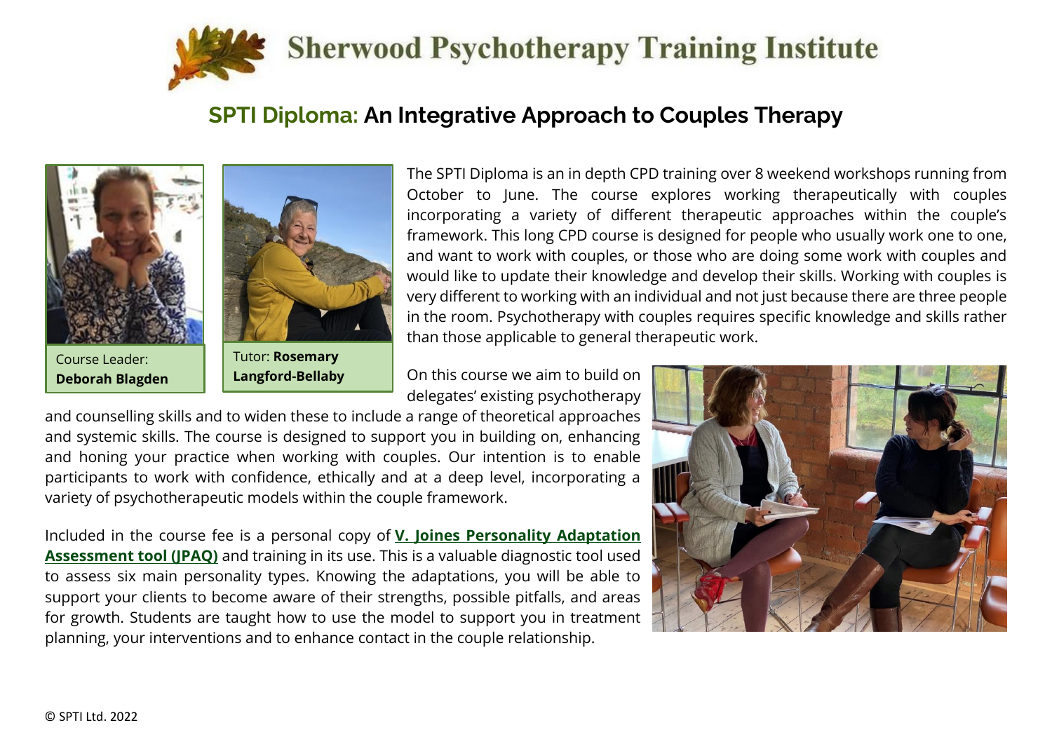Sherwood Psychotherapy Training Institute

# SPTI Diploma: An Integrative Approach to Couples Therapy

Course Leader: **Deborah Blagden**

Tutor: **Rosemary Langford-Bellaby**

The SPTI Diploma is an in depth CPD training over 8 weekend workshops running from October to June. The course explores working therapeutically with couples incorporating a variety of different therapeutic approaches within the couple's framework. This long CPD course is designed for people who usually work one to one, and want to work with couples, or those who are doing some work with couples and would like to update their knowledge and develop their skills. Working with couples is very different to working with an individual and not just because there are three people in the room. Psychotherapy with couples requires specific knowledge and skills rather than those applicable to general therapeutic work.

On this course we aim to build on delegates' existing psychotherapy and counselling skills and to widen these to include a range of theoretical approaches and systemic skills. The course is designed to support you in building on, enhancing and honing your practice when working with couples. Our intention is to enable participants to work with confidence, ethically and at a deep level, incorporating a variety of psychotherapeutic models within the couple framework.

Included in the course fee is a personal copy of **V. Joines Personality Adaptation Assessment tool (JPAQ)** and training in its use. This is a valuable diagnostic tool used to assess six main personality types. Knowing the adaptations, you will be able to support your clients to become aware of their strengths, possible pitfalls, and areas for growth. Students are taught how to use the model to support you in treatment planning, your interventions and to enhance contact in the couple relationship.

© SPTI Ltd. 2022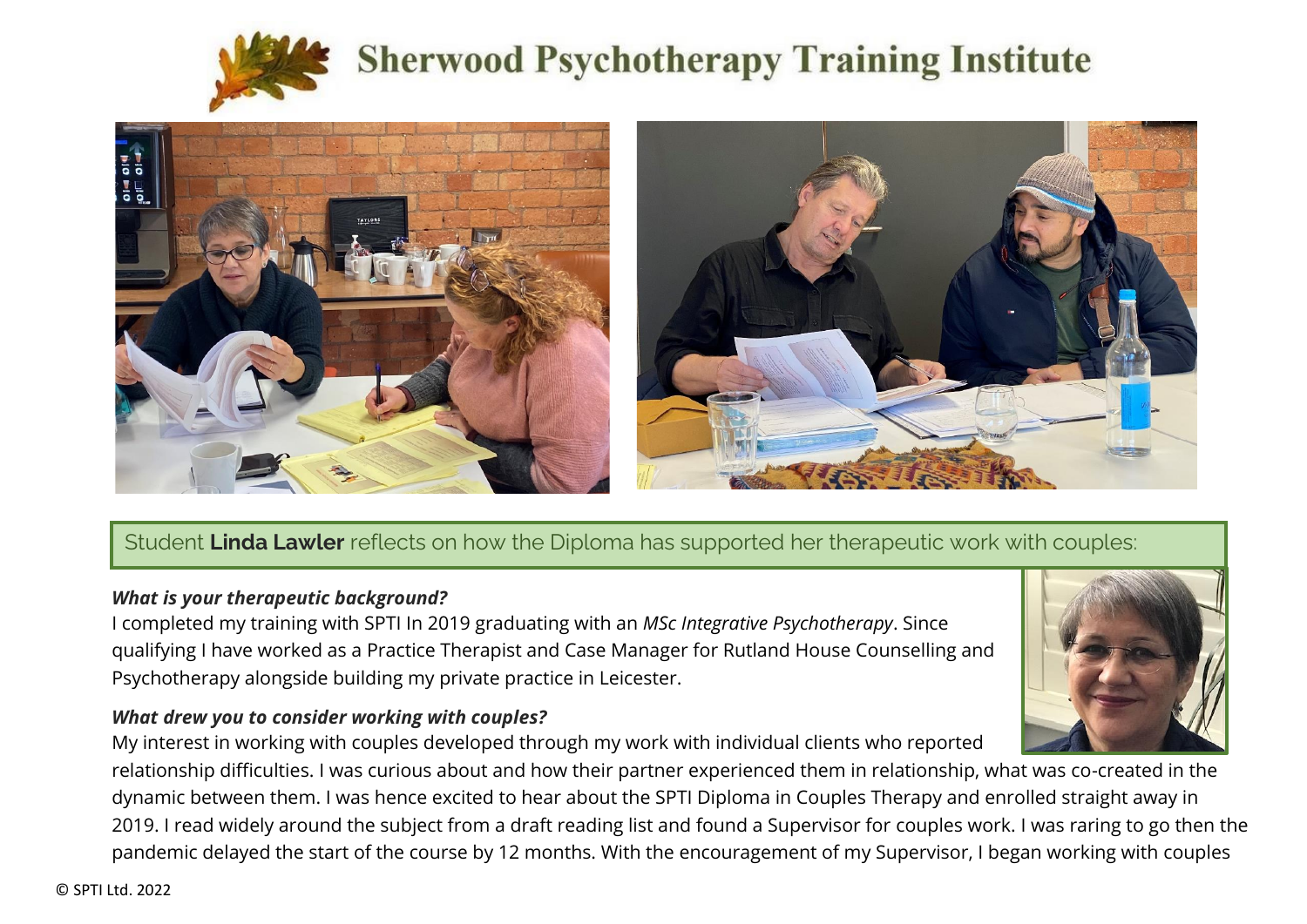# Sherwood Psychotherapy Training Institute

Student **Linda Lawler** reflects on how the Diploma has supported her therapeutic work with couples:

***What is your therapeutic background?***

I completed my training with SPTI In 2019 graduating with an *MSc Integrative Psychotherapy*. Since qualifying I have worked as a Practice Therapist and Case Manager for Rutland House Counselling and Psychotherapy alongside building my private practice in Leicester.

***What drew you to consider working with couples?***

My interest in working with couples developed through my work with individual clients who reported relationship difficulties. I was curious about and how their partner experienced them in relationship, what was co-created in the dynamic between them. I was hence excited to hear about the SPTI Diploma in Couples Therapy and enrolled straight away in 2019. I read widely around the subject from a draft reading list and found a Supervisor for couples work. I was raring to go then the pandemic delayed the start of the course by 12 months. With the encouragement of my Supervisor, I began working with couples

© SPTI Ltd. 2022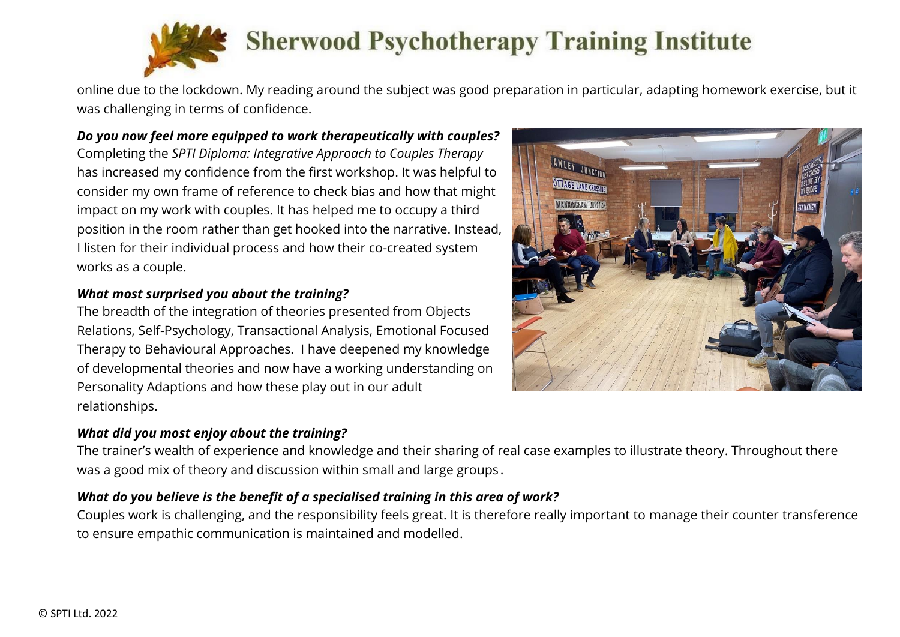online due to the lockdown. My reading around the subject was good preparation in particular, adapting homework exercise, but it was challenging in terms of confidence.

***Do you now feel more equipped to work therapeutically with couples?***

Completing the *SPTI Diploma: Integrative Approach to Couples Therapy* has increased my confidence from the first workshop. It was helpful to consider my own frame of reference to check bias and how that might impact on my work with couples. It has helped me to occupy a third position in the room rather than get hooked into the narrative. Instead, I listen for their individual process and how their co-created system works as a couple.

***What most surprised you about the training?***

The breadth of the integration of theories presented from Objects Relations, Self-Psychology, Transactional Analysis, Emotional Focused Therapy to Behavioural Approaches. I have deepened my knowledge of developmental theories and now have a working understanding on Personality Adaptions and how these play out in our adult relationships.

***What did you most enjoy about the training?***

The trainer's wealth of experience and knowledge and their sharing of real case examples to illustrate theory. Throughout there was a good mix of theory and discussion within small and large groups.

***What do you believe is the benefit of a specialised training in this area of work?***

Couples work is challenging, and the responsibility feels great. It is therefore really important to manage their counter transference to ensure empathic communication is maintained and modelled.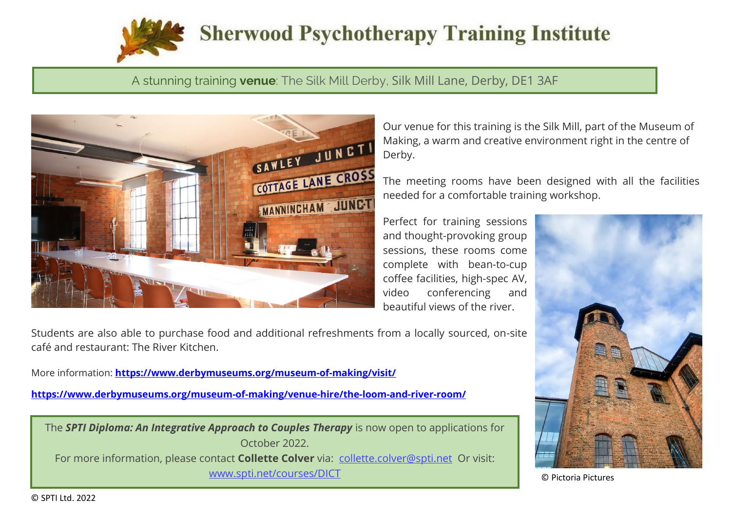# Sherwood Psychotherapy Training Institute

A stunning training **venue**: The Silk Mill Derby, Silk Mill Lane, Derby, DE1 3AF

Our venue for this training is the Silk Mill, part of the Museum of Making, a warm and creative environment right in the centre of Derby.

The meeting rooms have been designed with all the facilities needed for a comfortable training workshop.

Perfect for training sessions and thought-provoking group sessions, these rooms come complete with bean-to-cup coffee facilities, high-spec AV, video conferencing and beautiful views of the river.

Students are also able to purchase food and additional refreshments from a locally sourced, on-site café and restaurant: The River Kitchen.

More information: **https://www.derbymuseums.org/museum-of-making/visit/**

**https://www.derbymuseums.org/museum-of-making/venue-hire/the-loom-and-river-room/**

© Pictoria Pictures

The ***SPTI Diploma: An Integrative Approach to Couples Therapy*** is now open to applications for October 2022.
For more information, please contact **Collette Colver** via: collette.colver@spti.net Or visit: www.spti.net/courses/DICT

© SPTI Ltd. 2022